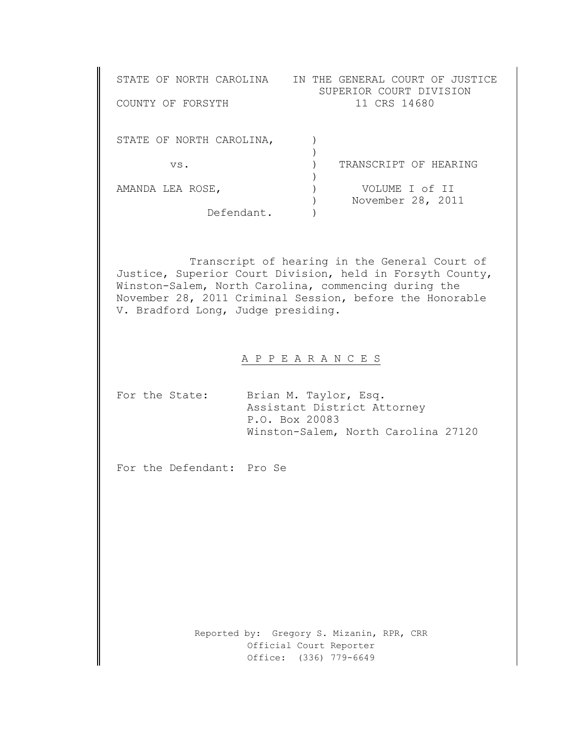STATE OF NORTH CAROLINA IN THE GENERAL COURT OF JUSTICE
SUPERIOR COURT DIVISION
COUNTY OF FORSYTH 11 CRS 14680

STATE OF NORTH CAROLINA,

vs.

AMANDA LEA ROSE,

Defendant.

TRANSCRIPT OF HEARING

VOLUME I of II

November 28, 2011

Transcript of hearing in the General Court of Justice, Superior Court Division, held in Forsyth County, Winston-Salem, North Carolina, commencing during the November 28, 2011 Criminal Session, before the Honorable V. Bradford Long, Judge presiding.

## A P P E A R A N C E S

For the State: Brian M. Taylor, Esq.
Assistant District Attorney
P.O. Box 20083
Winston-Salem, North Carolina 27120

For the Defendant: Pro Se

Reported by: Gregory S. Mizanin, RPR, CRR
Official Court Reporter
Office: (336) 779-6649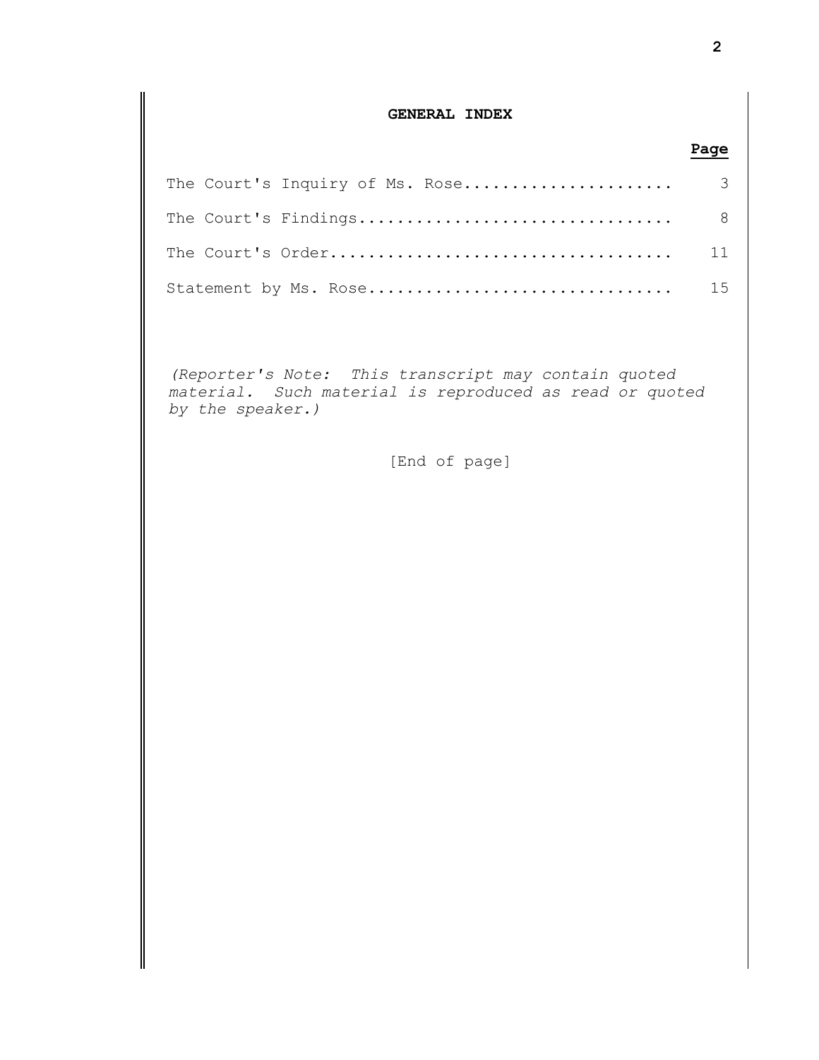**GENERAL INDEX**

| | Page |
|---|---|
| The Court's Inquiry of Ms. Rose | 3 |
| The Court's Findings | 8 |
| The Court's Order | 11 |
| Statement by Ms. Rose | 15 |

*(Reporter's Note: This transcript may contain quoted material. Such material is reproduced as read or quoted by the speaker.)*

[End of page]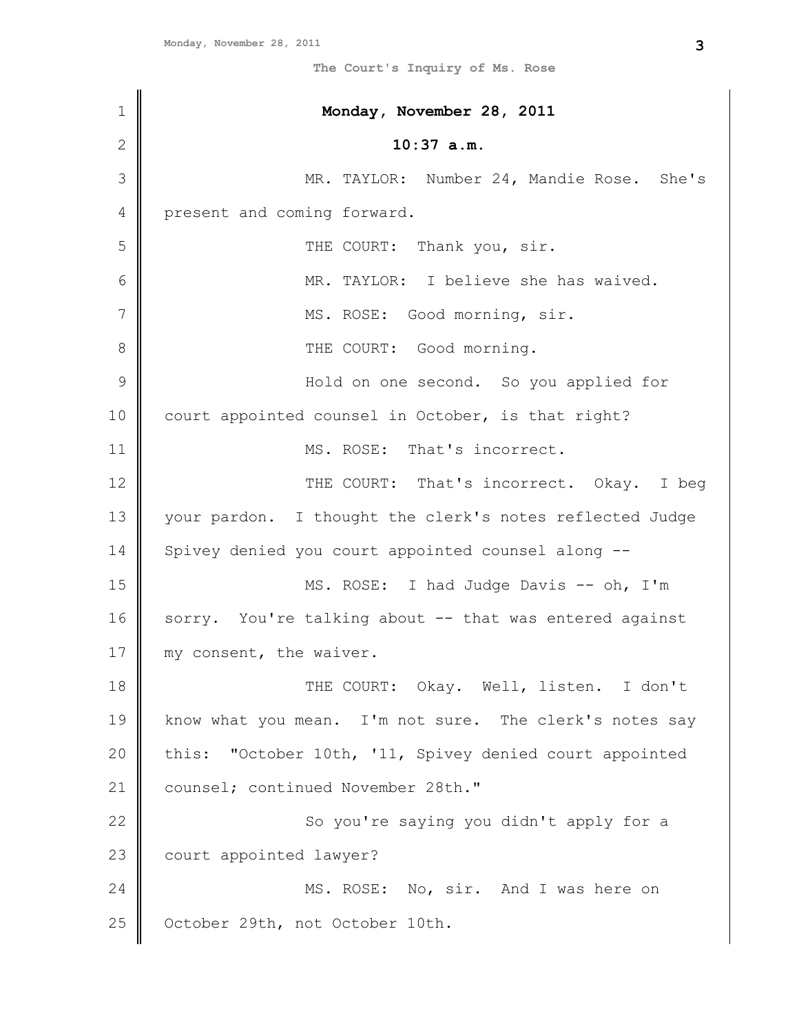**Monday, November 28, 2011**

**10:37 a.m.**

MR. TAYLOR: Number 24, Mandie Rose. She's present and coming forward.

THE COURT: Thank you, sir.

MR. TAYLOR: I believe she has waived.

MS. ROSE: Good morning, sir.

THE COURT: Good morning.

Hold on one second. So you applied for court appointed counsel in October, is that right?

MS. ROSE: That's incorrect.

THE COURT: That's incorrect. Okay. I beg your pardon. I thought the clerk's notes reflected Judge Spivey denied you court appointed counsel along --

MS. ROSE: I had Judge Davis -- oh, I'm sorry. You're talking about -- that was entered against my consent, the waiver.

THE COURT: Okay. Well, listen. I don't know what you mean. I'm not sure. The clerk's notes say this: "October 10th, '11, Spivey denied court appointed counsel; continued November 28th."

So you're saying you didn't apply for a court appointed lawyer?

MS. ROSE: No, sir. And I was here on October 29th, not October 10th.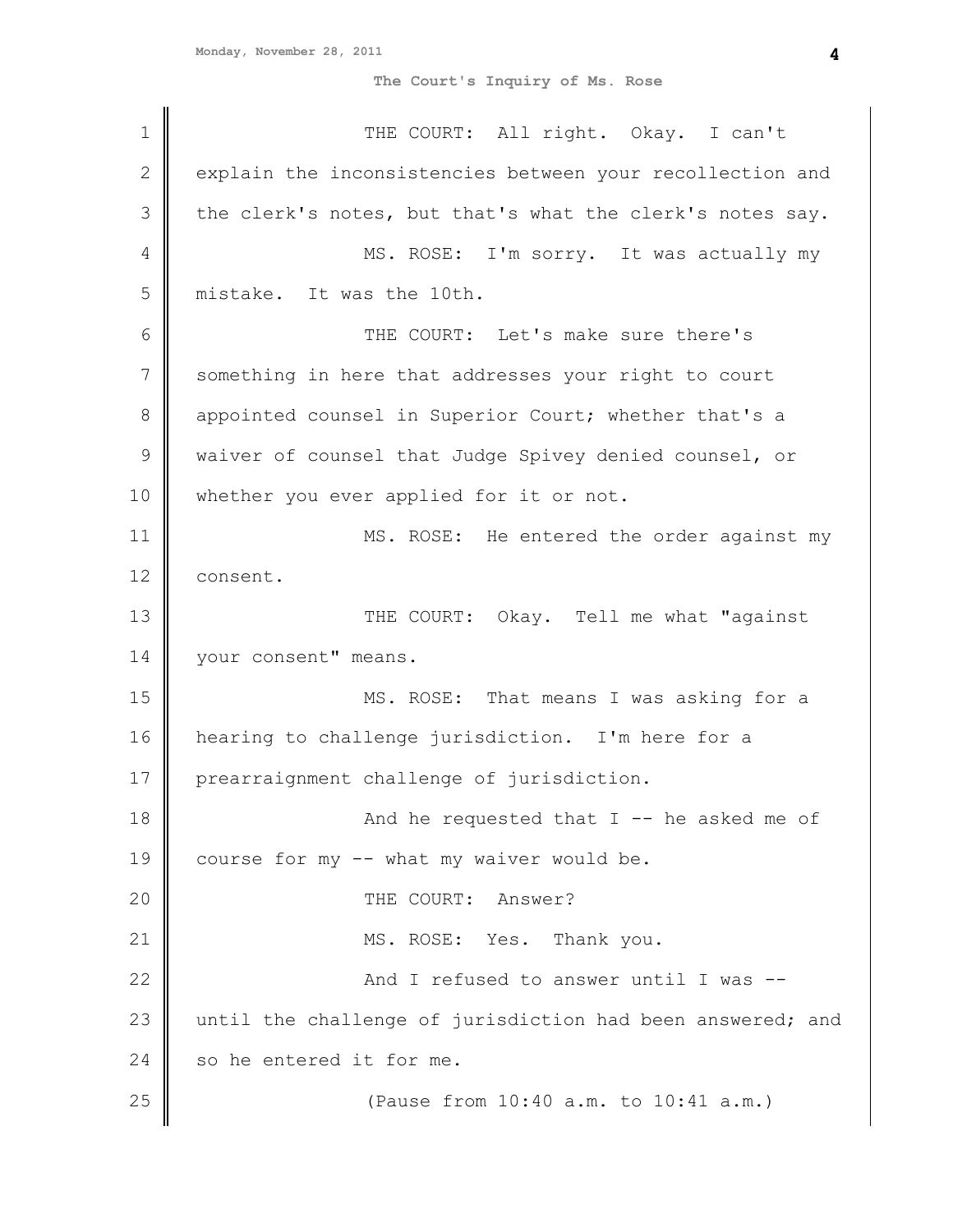THE COURT: All right. Okay. I can't explain the inconsistencies between your recollection and the clerk's notes, but that's what the clerk's notes say.

MS. ROSE: I'm sorry. It was actually my mistake. It was the 10th.

THE COURT: Let's make sure there's something in here that addresses your right to court appointed counsel in Superior Court; whether that's a waiver of counsel that Judge Spivey denied counsel, or whether you ever applied for it or not.

MS. ROSE: He entered the order against my consent.

THE COURT: Okay. Tell me what "against your consent" means.

MS. ROSE: That means I was asking for a hearing to challenge jurisdiction. I'm here for a prearraignment challenge of jurisdiction.

And he requested that I -- he asked me of course for my -- what my waiver would be.

THE COURT: Answer?

MS. ROSE: Yes. Thank you.

And I refused to answer until I was -- until the challenge of jurisdiction had been answered; and so he entered it for me.

(Pause from 10:40 a.m. to 10:41 a.m.)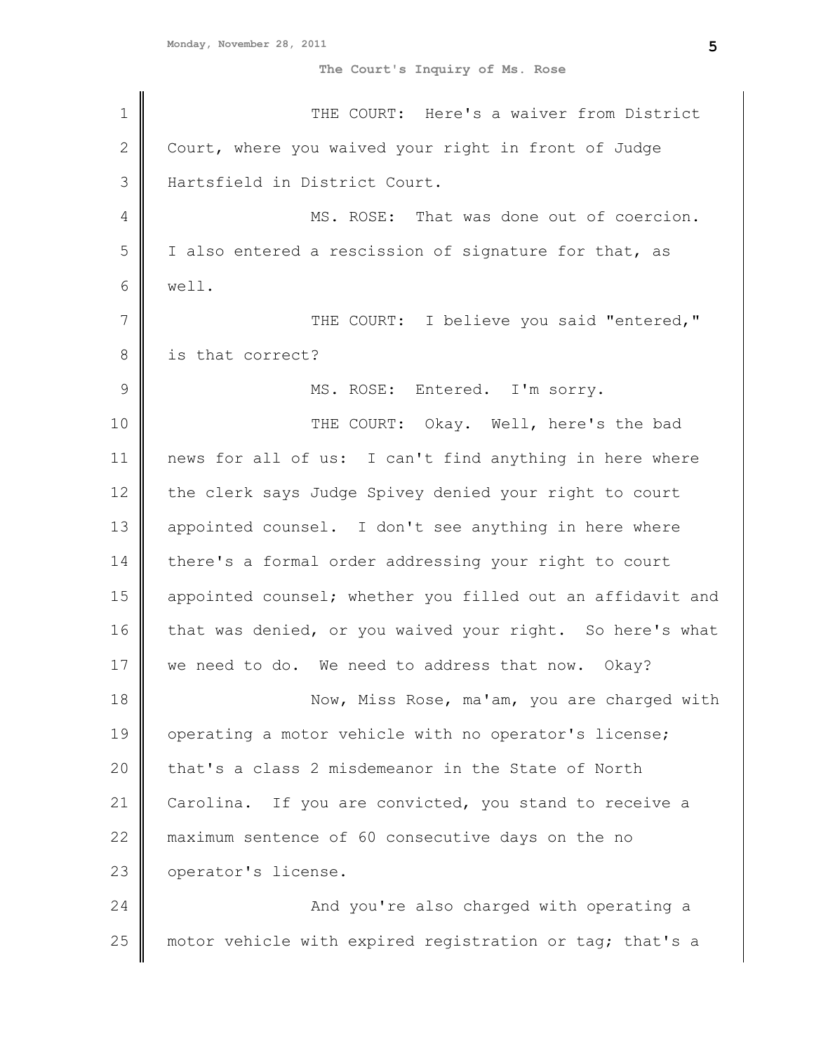THE COURT: Here's a waiver from District Court, where you waived your right in front of Judge Hartsfield in District Court.

MS. ROSE: That was done out of coercion. I also entered a rescission of signature for that, as well.

THE COURT: I believe you said "entered," is that correct?

MS. ROSE: Entered. I'm sorry.

THE COURT: Okay. Well, here's the bad news for all of us: I can't find anything in here where the clerk says Judge Spivey denied your right to court appointed counsel. I don't see anything in here where there's a formal order addressing your right to court appointed counsel; whether you filled out an affidavit and that was denied, or you waived your right. So here's what we need to do. We need to address that now. Okay?

Now, Miss Rose, ma'am, you are charged with operating a motor vehicle with no operator's license; that's a class 2 misdemeanor in the State of North Carolina. If you are convicted, you stand to receive a maximum sentence of 60 consecutive days on the no operator's license.

And you're also charged with operating a motor vehicle with expired registration or tag; that's a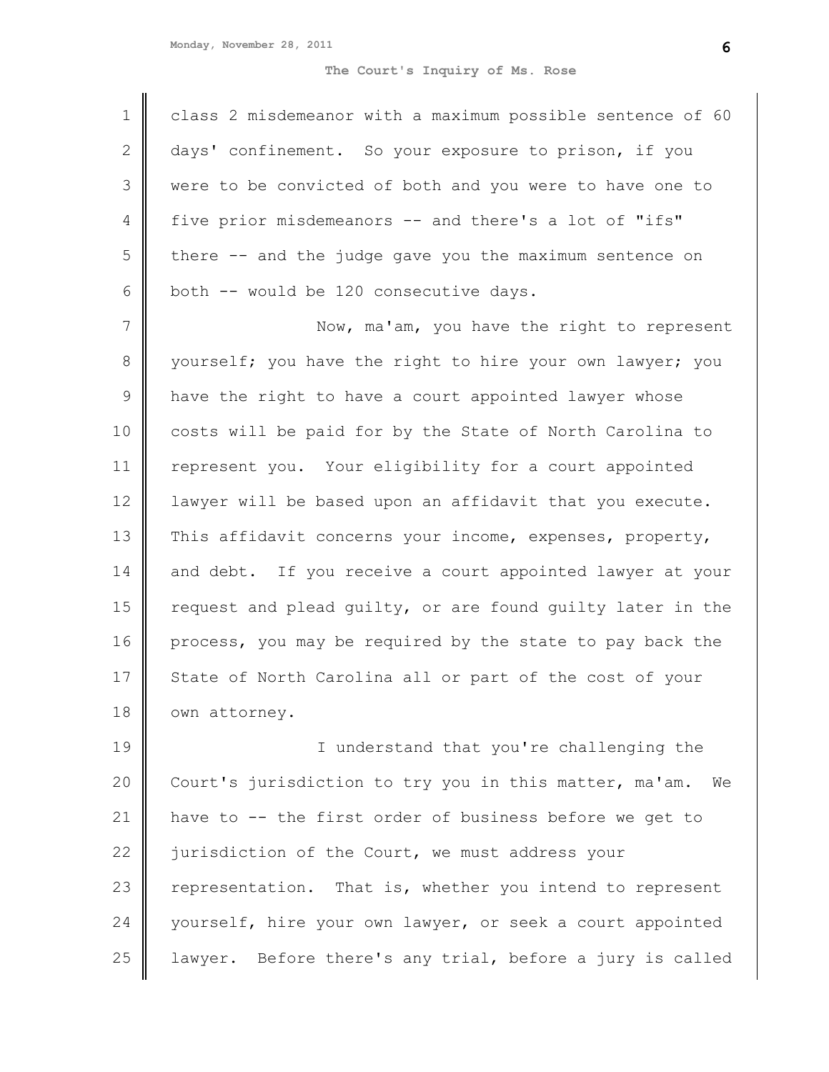class 2 misdemeanor with a maximum possible sentence of 60 days' confinement. So your exposure to prison, if you were to be convicted of both and you were to have one to five prior misdemeanors -- and there's a lot of "ifs" there -- and the judge gave you the maximum sentence on both -- would be 120 consecutive days.

Now, ma'am, you have the right to represent yourself; you have the right to hire your own lawyer; you have the right to have a court appointed lawyer whose costs will be paid for by the State of North Carolina to represent you. Your eligibility for a court appointed lawyer will be based upon an affidavit that you execute. This affidavit concerns your income, expenses, property, and debt. If you receive a court appointed lawyer at your request and plead guilty, or are found guilty later in the process, you may be required by the state to pay back the State of North Carolina all or part of the cost of your own attorney.

I understand that you're challenging the Court's jurisdiction to try you in this matter, ma'am. We have to -- the first order of business before we get to jurisdiction of the Court, we must address your representation. That is, whether you intend to represent yourself, hire your own lawyer, or seek a court appointed lawyer. Before there's any trial, before a jury is called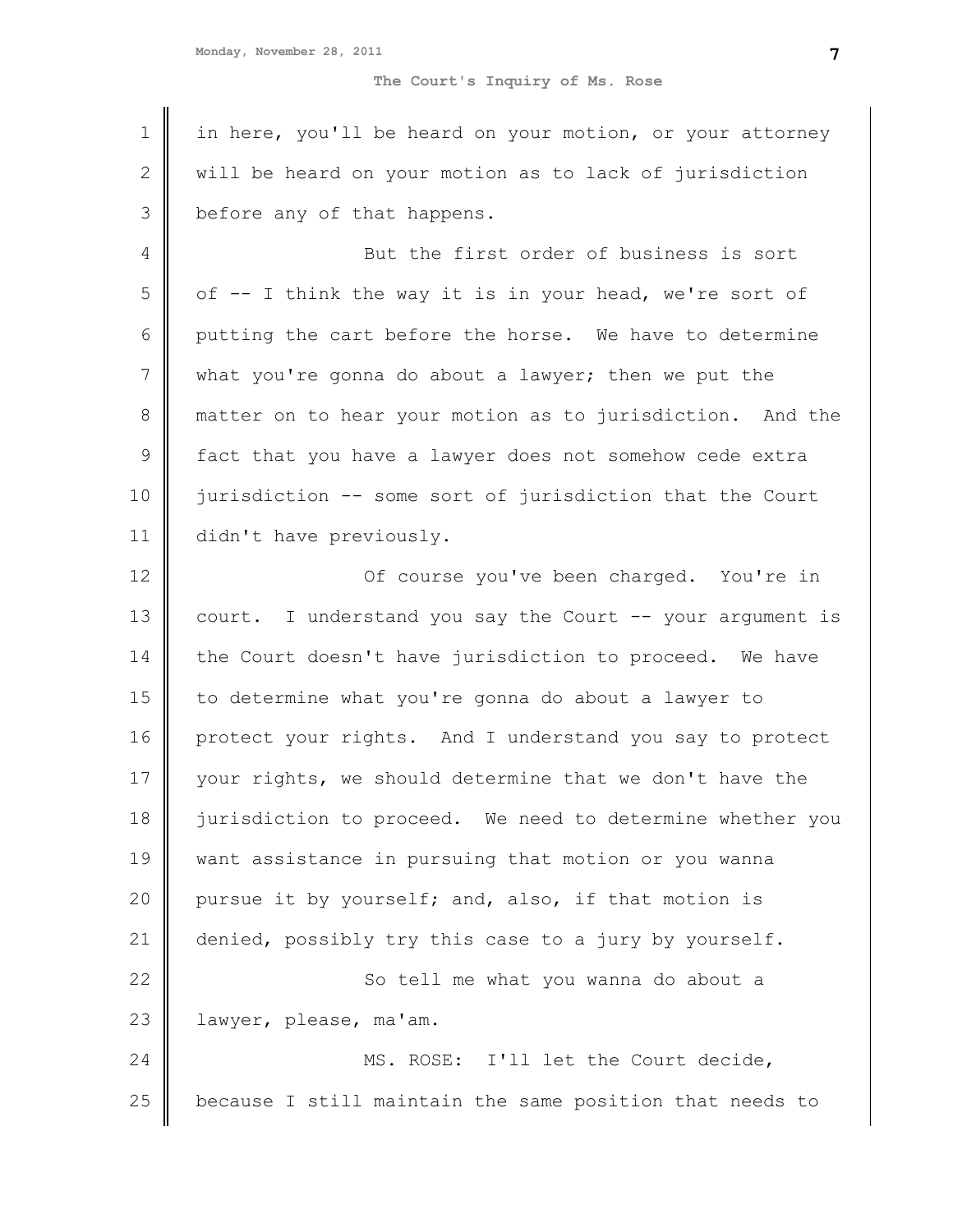in here, you'll be heard on your motion, or your attorney will be heard on your motion as to lack of jurisdiction before any of that happens.

But the first order of business is sort of -- I think the way it is in your head, we're sort of putting the cart before the horse. We have to determine what you're gonna do about a lawyer; then we put the matter on to hear your motion as to jurisdiction. And the fact that you have a lawyer does not somehow cede extra jurisdiction -- some sort of jurisdiction that the Court didn't have previously.

Of course you've been charged. You're in court. I understand you say the Court -- your argument is the Court doesn't have jurisdiction to proceed. We have to determine what you're gonna do about a lawyer to protect your rights. And I understand you say to protect your rights, we should determine that we don't have the jurisdiction to proceed. We need to determine whether you want assistance in pursuing that motion or you wanna pursue it by yourself; and, also, if that motion is denied, possibly try this case to a jury by yourself.

So tell me what you wanna do about a lawyer, please, ma'am.

MS. ROSE: I'll let the Court decide, because I still maintain the same position that needs to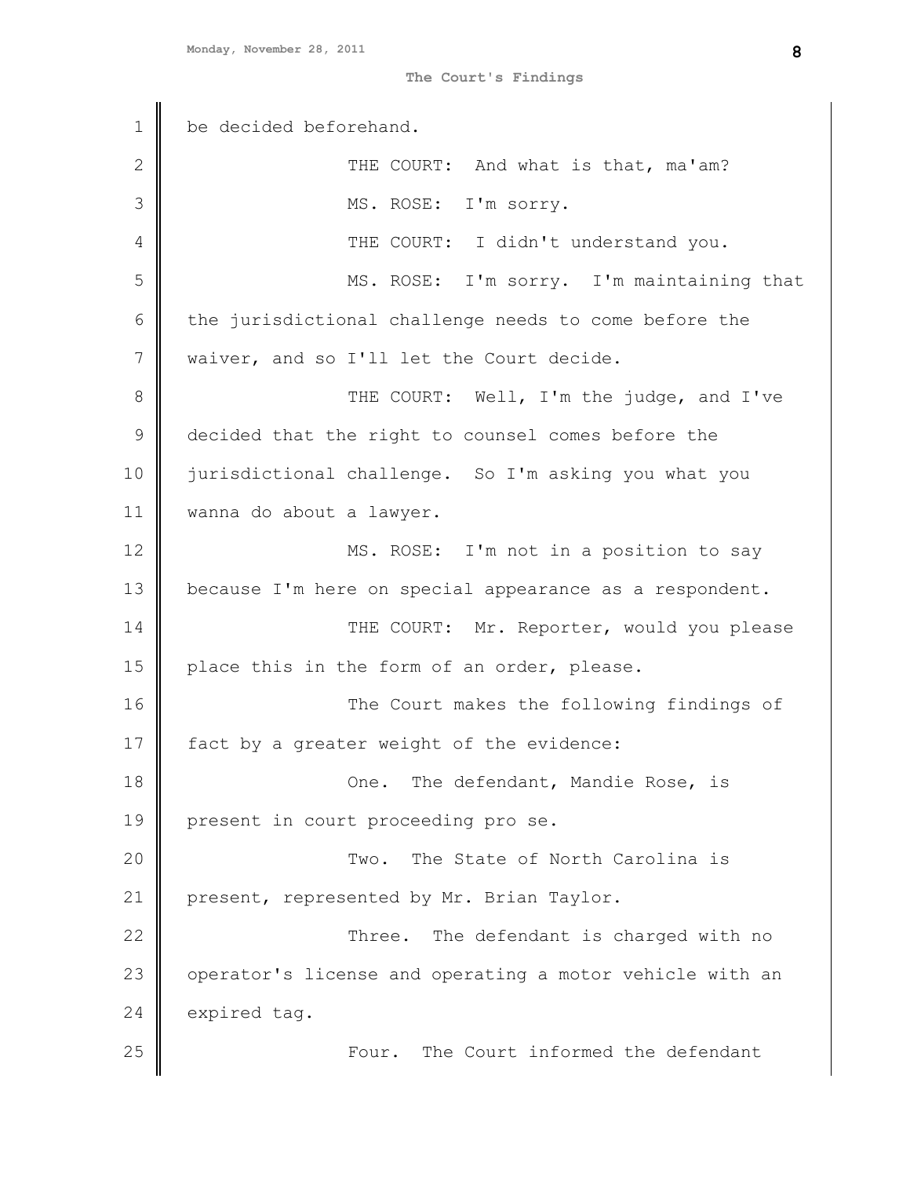be decided beforehand.

THE COURT: And what is that, ma'am?

MS. ROSE: I'm sorry.

THE COURT: I didn't understand you.

MS. ROSE: I'm sorry. I'm maintaining that the jurisdictional challenge needs to come before the waiver, and so I'll let the Court decide.

THE COURT: Well, I'm the judge, and I've decided that the right to counsel comes before the jurisdictional challenge. So I'm asking you what you wanna do about a lawyer.

MS. ROSE: I'm not in a position to say because I'm here on special appearance as a respondent.

THE COURT: Mr. Reporter, would you please place this in the form of an order, please.

The Court makes the following findings of fact by a greater weight of the evidence:

One. The defendant, Mandie Rose, is present in court proceeding pro se.

Two. The State of North Carolina is present, represented by Mr. Brian Taylor.

Three. The defendant is charged with no operator's license and operating a motor vehicle with an expired tag.

Four. The Court informed the defendant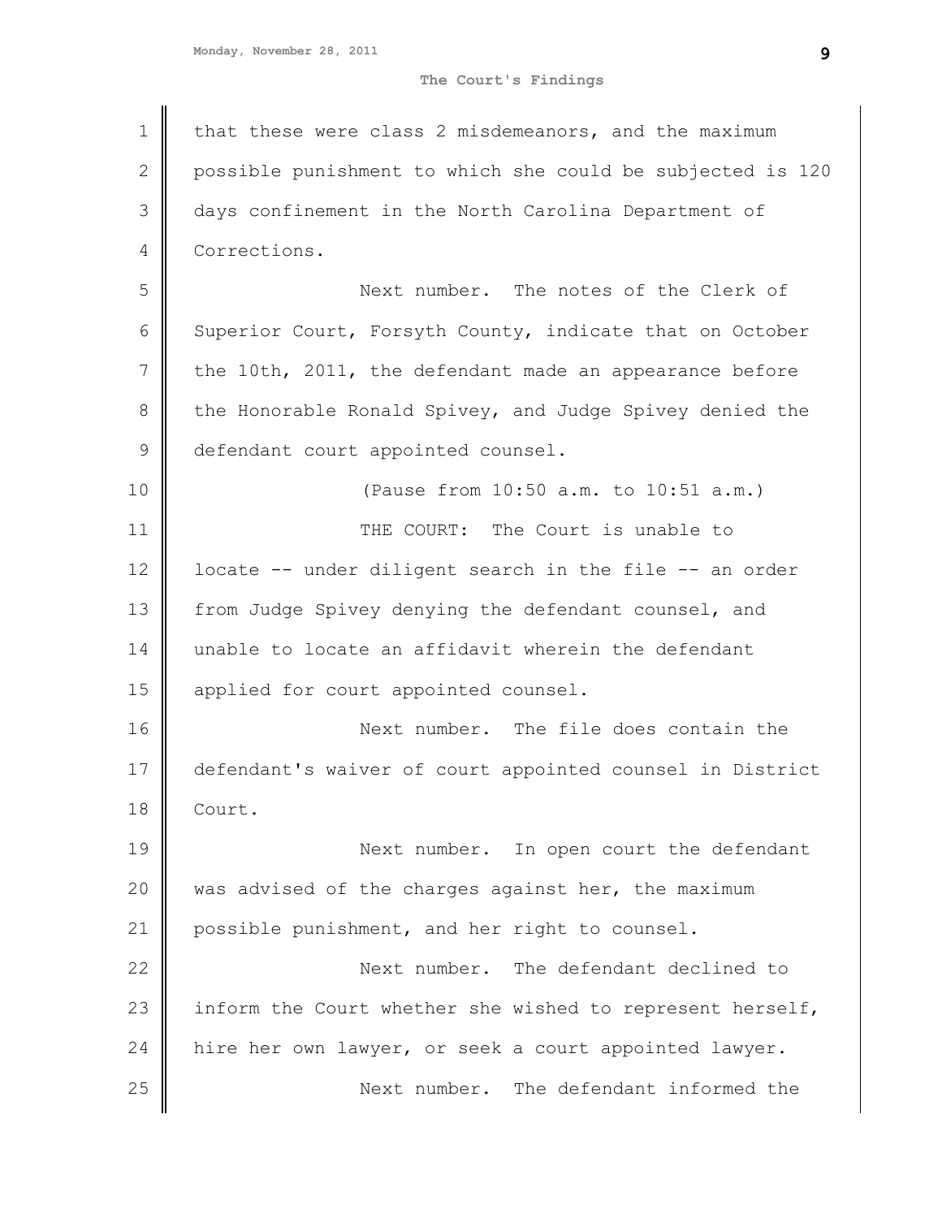that these were class 2 misdemeanors, and the maximum possible punishment to which she could be subjected is 120 days confinement in the North Carolina Department of Corrections.

Next number. The notes of the Clerk of Superior Court, Forsyth County, indicate that on October the 10th, 2011, the defendant made an appearance before the Honorable Ronald Spivey, and Judge Spivey denied the defendant court appointed counsel.

(Pause from 10:50 a.m. to 10:51 a.m.)

THE COURT: The Court is unable to locate -- under diligent search in the file -- an order from Judge Spivey denying the defendant counsel, and unable to locate an affidavit wherein the defendant applied for court appointed counsel.

Next number. The file does contain the defendant's waiver of court appointed counsel in District Court.

Next number. In open court the defendant was advised of the charges against her, the maximum possible punishment, and her right to counsel.

Next number. The defendant declined to inform the Court whether she wished to represent herself, hire her own lawyer, or seek a court appointed lawyer.

Next number. The defendant informed the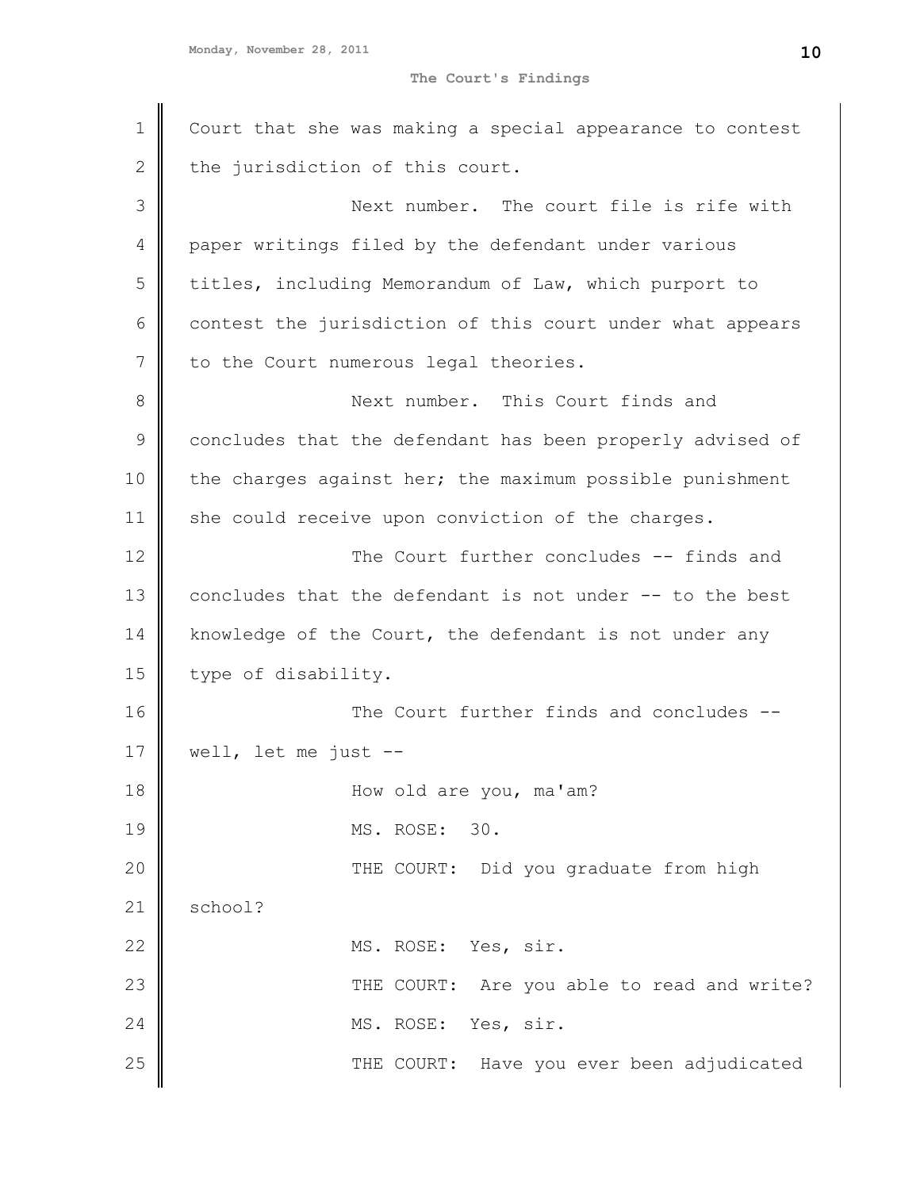Court that she was making a special appearance to contest the jurisdiction of this court.

Next number. The court file is rife with paper writings filed by the defendant under various titles, including Memorandum of Law, which purport to contest the jurisdiction of this court under what appears to the Court numerous legal theories.

Next number. This Court finds and concludes that the defendant has been properly advised of the charges against her; the maximum possible punishment she could receive upon conviction of the charges.

The Court further concludes -- finds and concludes that the defendant is not under -- to the best knowledge of the Court, the defendant is not under any type of disability.

The Court further finds and concludes -- well, let me just --

How old are you, ma'am?

MS. ROSE: 30.

THE COURT: Did you graduate from high school?

MS. ROSE: Yes, sir.

THE COURT: Are you able to read and write?

MS. ROSE: Yes, sir.

THE COURT: Have you ever been adjudicated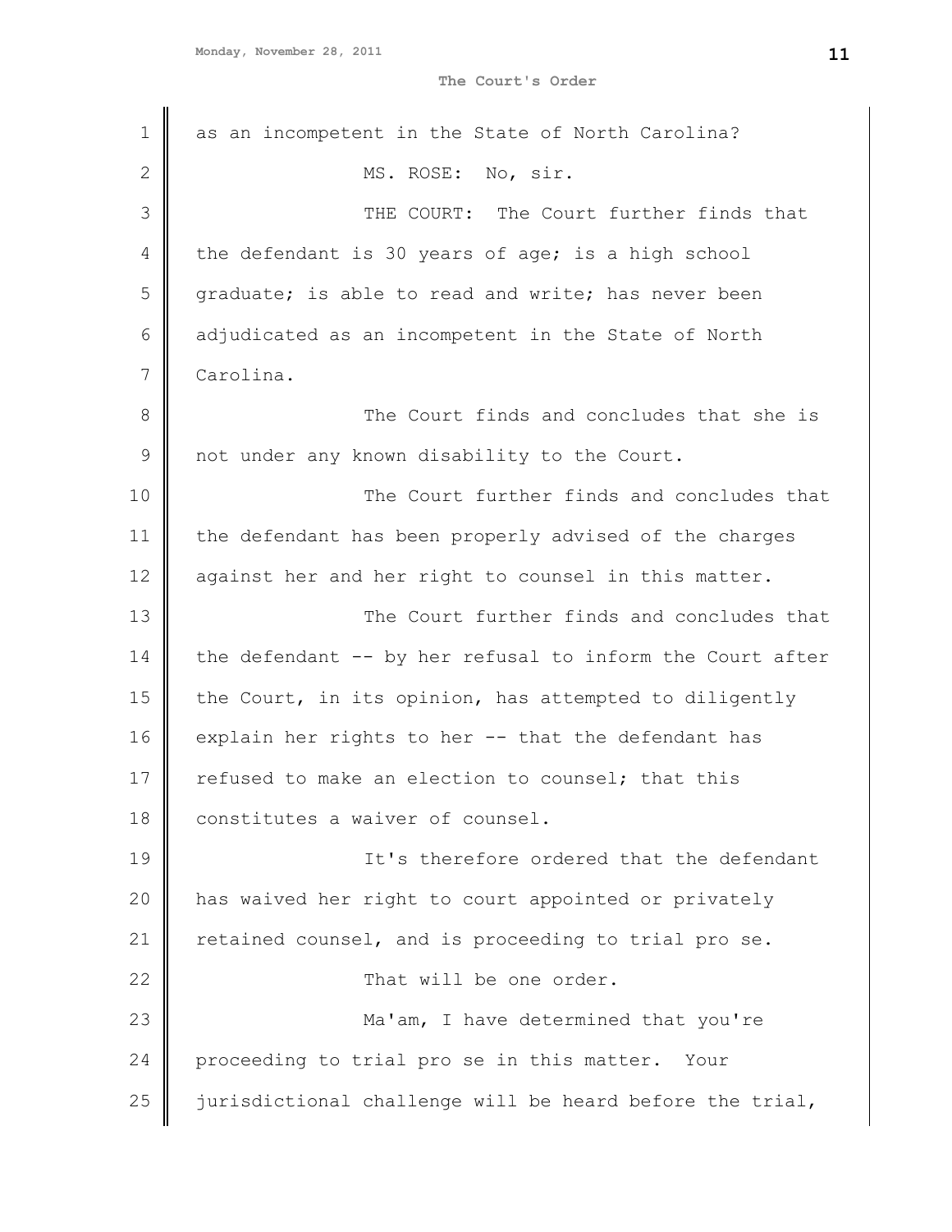as an incompetent in the State of North Carolina?

MS. ROSE: No, sir.

THE COURT: The Court further finds that the defendant is 30 years of age; is a high school graduate; is able to read and write; has never been adjudicated as an incompetent in the State of North Carolina.

The Court finds and concludes that she is not under any known disability to the Court.

The Court further finds and concludes that the defendant has been properly advised of the charges against her and her right to counsel in this matter.

The Court further finds and concludes that the defendant -- by her refusal to inform the Court after the Court, in its opinion, has attempted to diligently explain her rights to her -- that the defendant has refused to make an election to counsel; that this constitutes a waiver of counsel.

It's therefore ordered that the defendant has waived her right to court appointed or privately retained counsel, and is proceeding to trial pro se.

That will be one order.

Ma'am, I have determined that you're proceeding to trial pro se in this matter. Your jurisdictional challenge will be heard before the trial,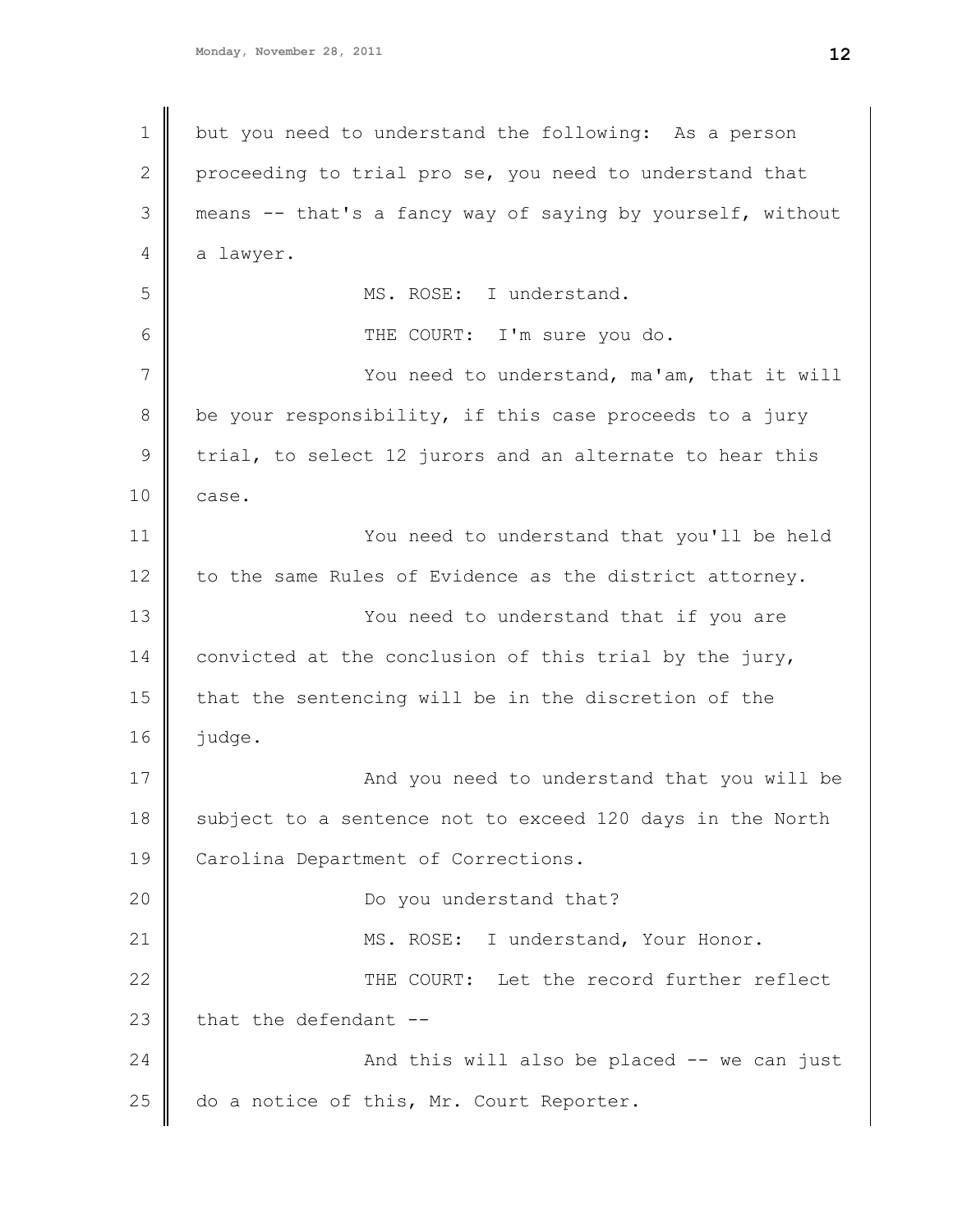but you need to understand the following: As a person proceeding to trial pro se, you need to understand that means -- that's a fancy way of saying by yourself, without a lawyer.

MS. ROSE: I understand.

THE COURT: I'm sure you do.

You need to understand, ma'am, that it will be your responsibility, if this case proceeds to a jury trial, to select 12 jurors and an alternate to hear this case.

You need to understand that you'll be held to the same Rules of Evidence as the district attorney.

You need to understand that if you are convicted at the conclusion of this trial by the jury, that the sentencing will be in the discretion of the judge.

And you need to understand that you will be subject to a sentence not to exceed 120 days in the North Carolina Department of Corrections.

Do you understand that?

MS. ROSE: I understand, Your Honor.

THE COURT: Let the record further reflect that the defendant --

And this will also be placed -- we can just do a notice of this, Mr. Court Reporter.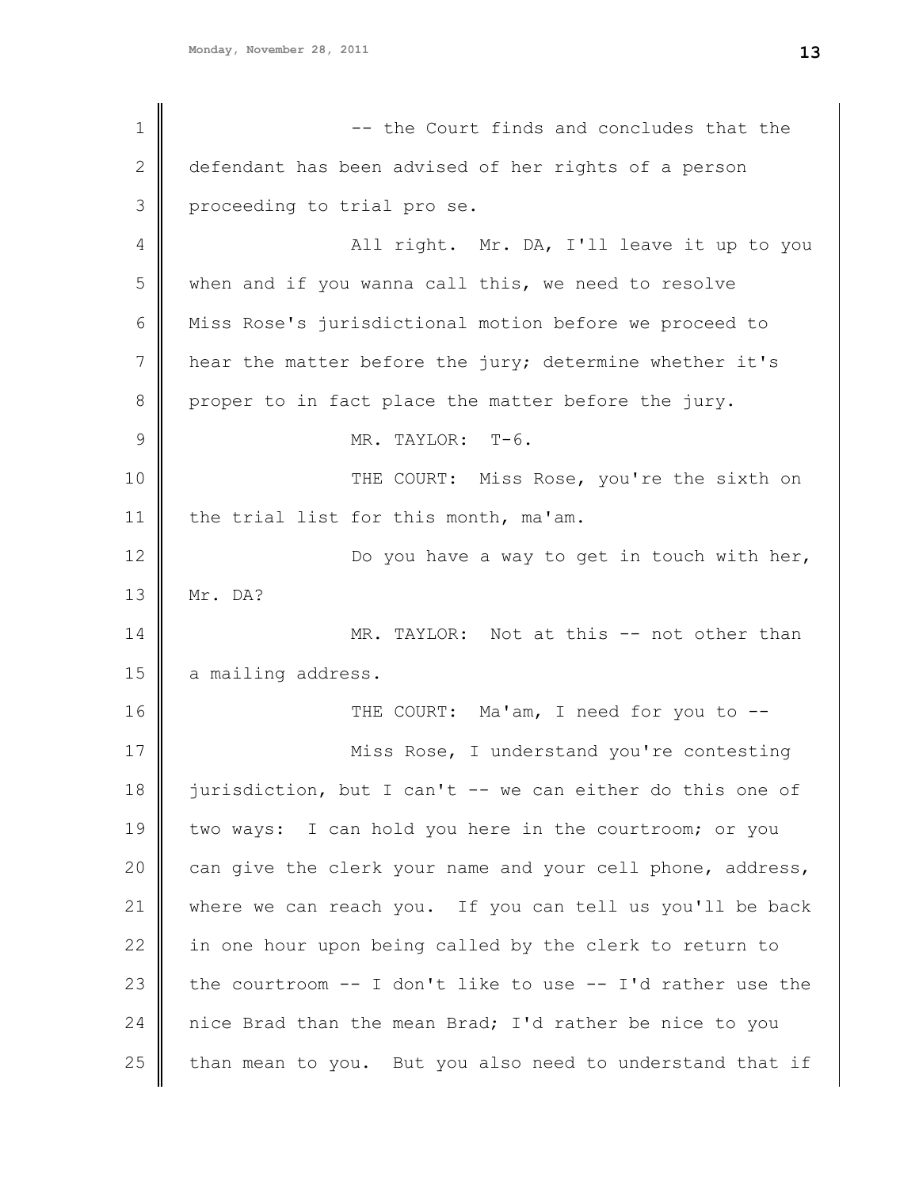-- the Court finds and concludes that the defendant has been advised of her rights of a person proceeding to trial pro se.

All right. Mr. DA, I'll leave it up to you when and if you wanna call this, we need to resolve Miss Rose's jurisdictional motion before we proceed to hear the matter before the jury; determine whether it's proper to in fact place the matter before the jury.

MR. TAYLOR: T-6.

THE COURT: Miss Rose, you're the sixth on the trial list for this month, ma'am.

Do you have a way to get in touch with her, Mr. DA?

MR. TAYLOR: Not at this -- not other than a mailing address.

THE COURT: Ma'am, I need for you to --

Miss Rose, I understand you're contesting jurisdiction, but I can't -- we can either do this one of two ways: I can hold you here in the courtroom; or you can give the clerk your name and your cell phone, address, where we can reach you. If you can tell us you'll be back in one hour upon being called by the clerk to return to the courtroom -- I don't like to use -- I'd rather use the nice Brad than the mean Brad; I'd rather be nice to you than mean to you. But you also need to understand that if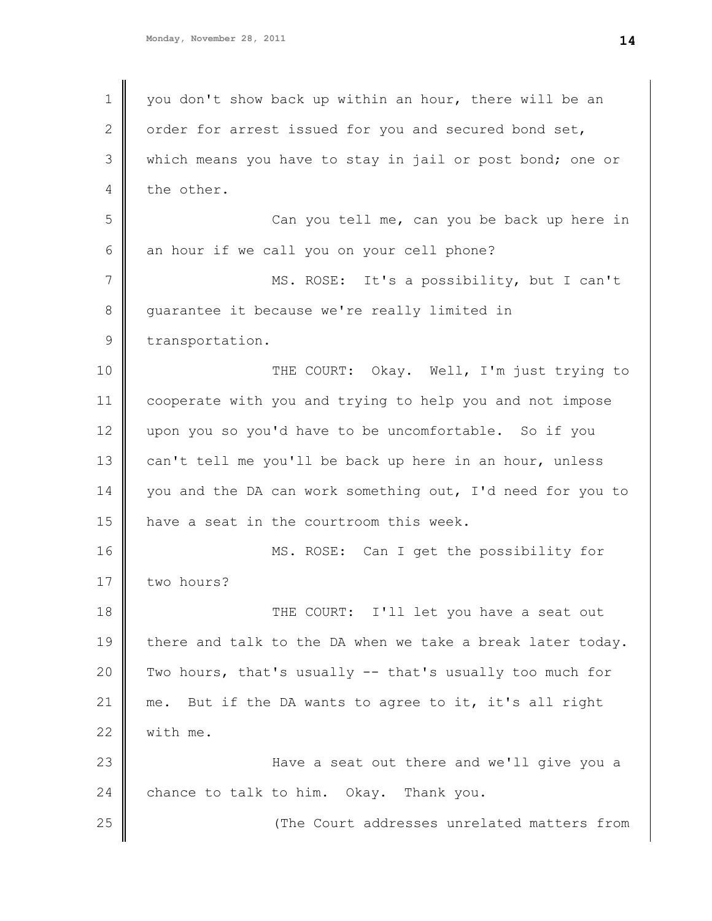you don't show back up within an hour, there will be an order for arrest issued for you and secured bond set, which means you have to stay in jail or post bond; one or the other.

Can you tell me, can you be back up here in an hour if we call you on your cell phone?

MS. ROSE: It's a possibility, but I can't guarantee it because we're really limited in transportation.

THE COURT: Okay. Well, I'm just trying to cooperate with you and trying to help you and not impose upon you so you'd have to be uncomfortable. So if you can't tell me you'll be back up here in an hour, unless you and the DA can work something out, I'd need for you to have a seat in the courtroom this week.

MS. ROSE: Can I get the possibility for two hours?

THE COURT: I'll let you have a seat out there and talk to the DA when we take a break later today. Two hours, that's usually -- that's usually too much for me. But if the DA wants to agree to it, it's all right with me.

Have a seat out there and we'll give you a chance to talk to him. Okay. Thank you.

(The Court addresses unrelated matters from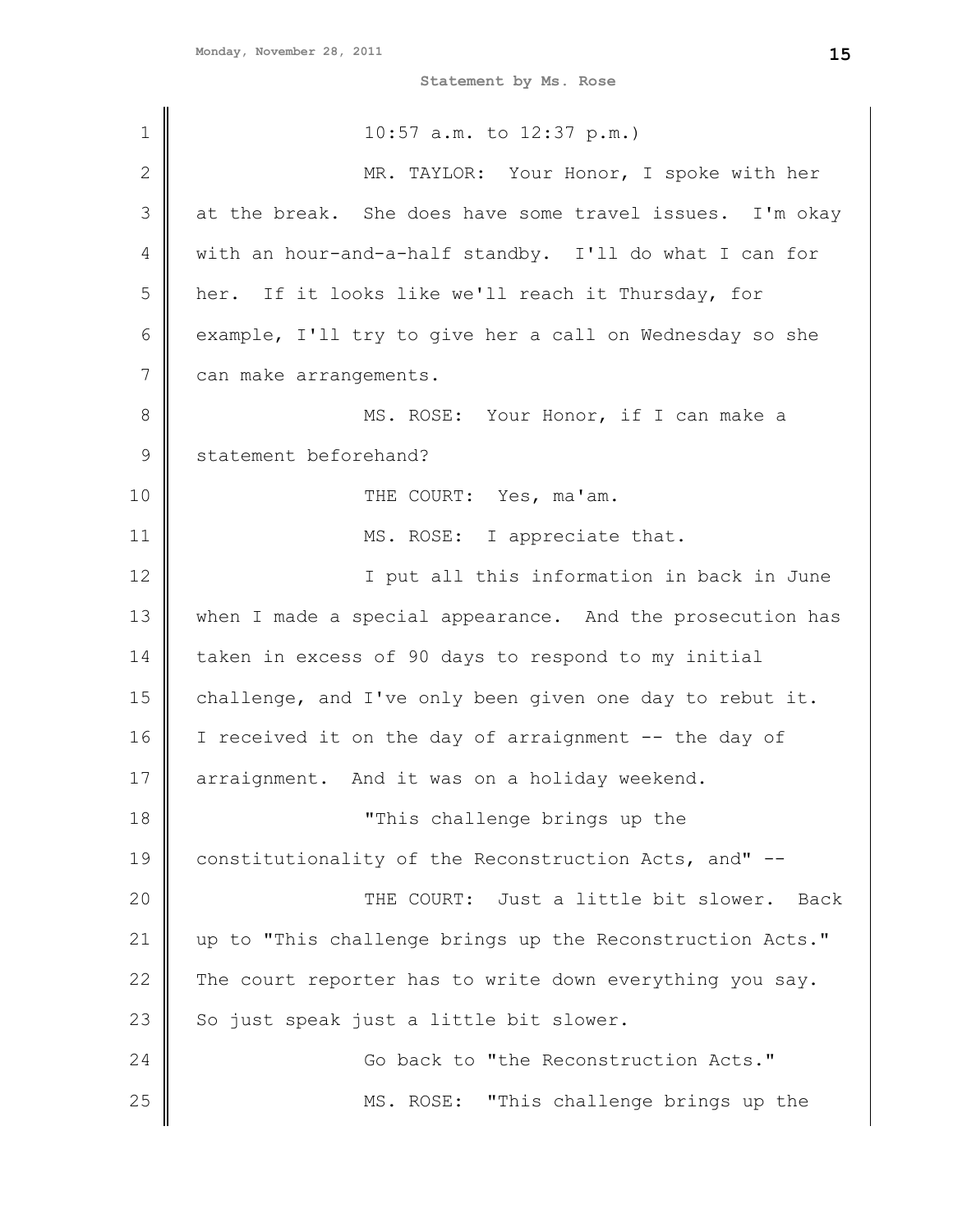10:57 a.m. to 12:37 p.m.)

MR. TAYLOR: Your Honor, I spoke with her at the break. She does have some travel issues. I'm okay with an hour-and-a-half standby. I'll do what I can for her. If it looks like we'll reach it Thursday, for example, I'll try to give her a call on Wednesday so she can make arrangements.

MS. ROSE: Your Honor, if I can make a statement beforehand?

THE COURT: Yes, ma'am.

MS. ROSE: I appreciate that.

I put all this information in back in June when I made a special appearance. And the prosecution has taken in excess of 90 days to respond to my initial challenge, and I've only been given one day to rebut it. I received it on the day of arraignment -- the day of arraignment. And it was on a holiday weekend.

"This challenge brings up the constitutionality of the Reconstruction Acts, and" --

THE COURT: Just a little bit slower. Back up to "This challenge brings up the Reconstruction Acts." The court reporter has to write down everything you say. So just speak just a little bit slower.

Go back to "the Reconstruction Acts."

MS. ROSE: "This challenge brings up the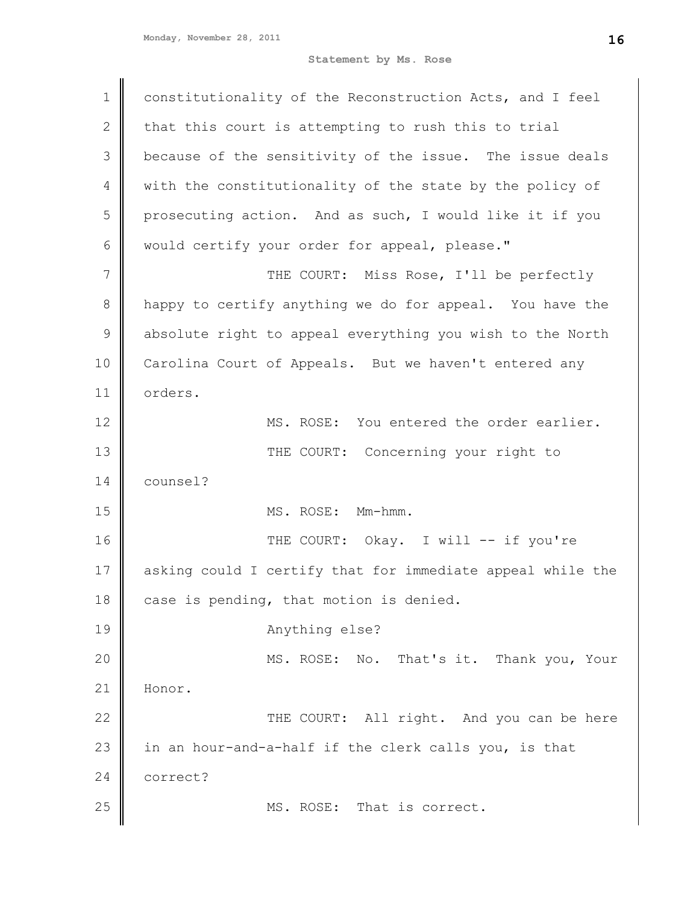constitutionality of the Reconstruction Acts, and I feel that this court is attempting to rush this to trial because of the sensitivity of the issue. The issue deals with the constitutionality of the state by the policy of prosecuting action. And as such, I would like it if you would certify your order for appeal, please."

THE COURT: Miss Rose, I'll be perfectly happy to certify anything we do for appeal. You have the absolute right to appeal everything you wish to the North Carolina Court of Appeals. But we haven't entered any orders.

MS. ROSE: You entered the order earlier.

THE COURT: Concerning your right to counsel?

MS. ROSE: Mm-hmm.

THE COURT: Okay. I will -- if you're asking could I certify that for immediate appeal while the case is pending, that motion is denied.

Anything else?

MS. ROSE: No. That's it. Thank you, Your Honor.

THE COURT: All right. And you can be here in an hour-and-a-half if the clerk calls you, is that correct?

MS. ROSE: That is correct.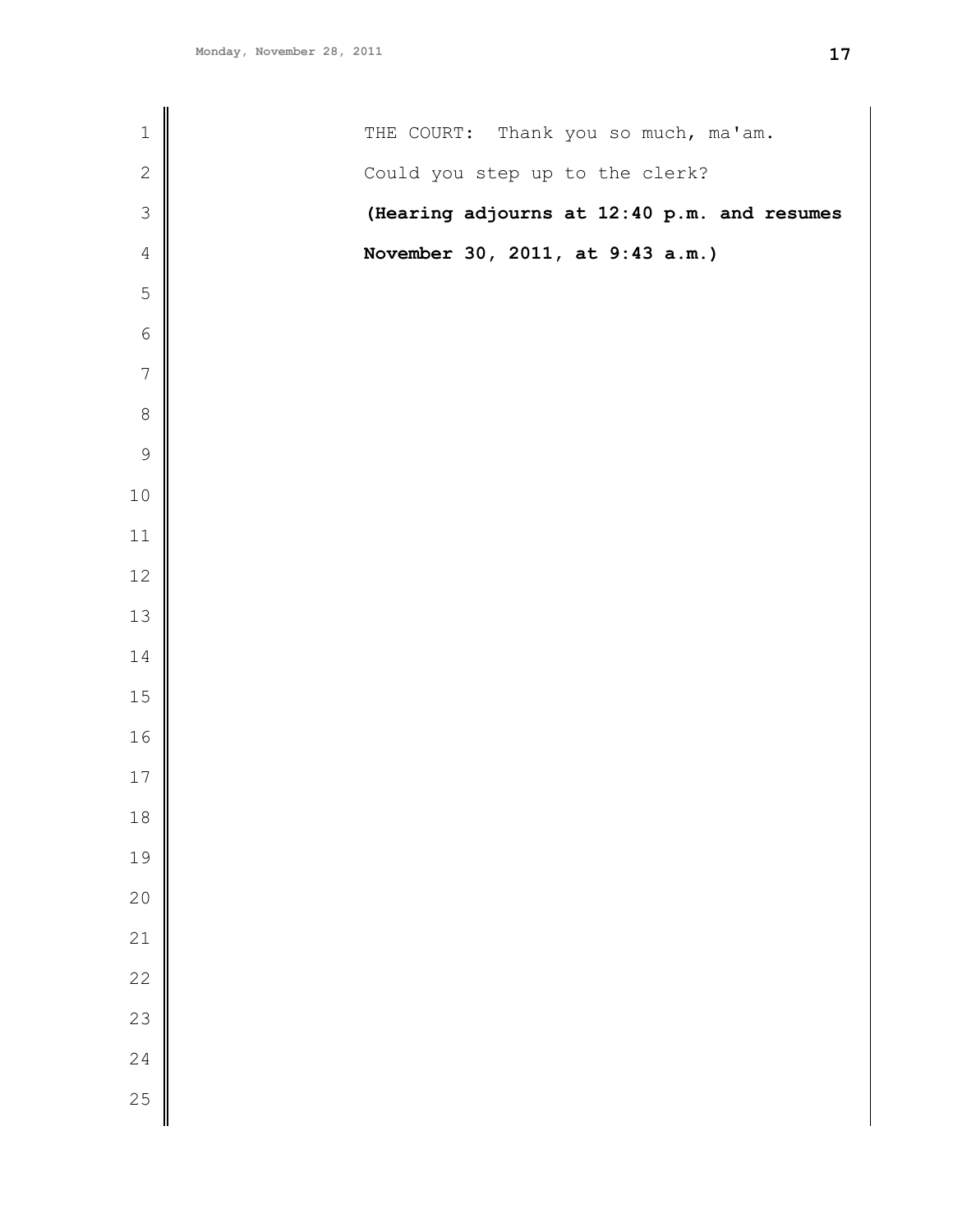THE COURT: Thank you so much, ma'am. Could you step up to the clerk?

**(Hearing adjourns at 12:40 p.m. and resumes November 30, 2011, at 9:43 a.m.)**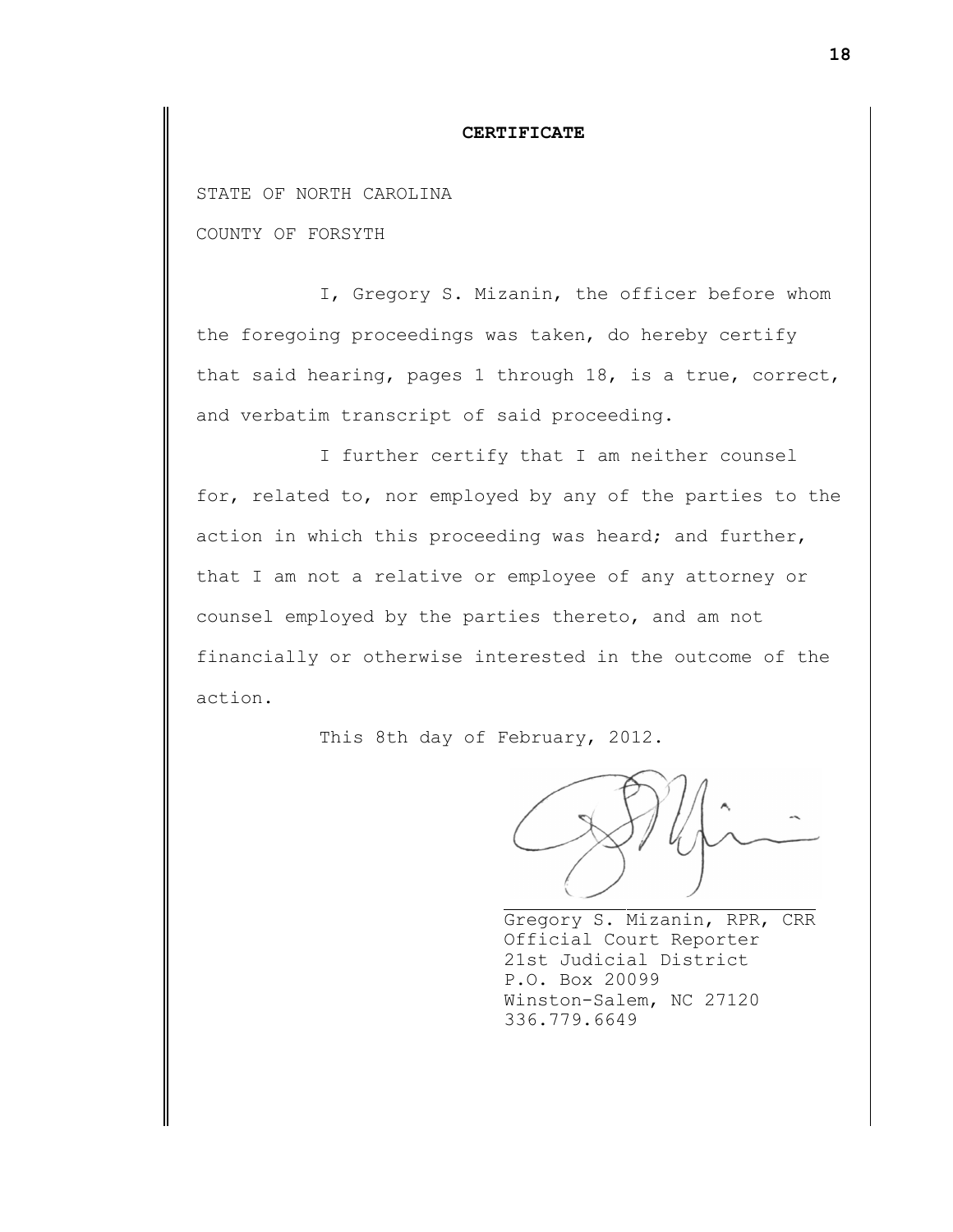**CERTIFICATE**

STATE OF NORTH CAROLINA

COUNTY OF FORSYTH

I, Gregory S. Mizanin, the officer before whom the foregoing proceedings was taken, do hereby certify that said hearing, pages 1 through 18, is a true, correct, and verbatim transcript of said proceeding.

I further certify that I am neither counsel for, related to, nor employed by any of the parties to the action in which this proceeding was heard; and further, that I am not a relative or employee of any attorney or counsel employed by the parties thereto, and am not financially or otherwise interested in the outcome of the action.

This 8th day of February, 2012.

\_\_\_\_\_\_\_\_\_\_\_\_\_\_\_\_\_\_\_\_\_\_\_\_\_\_\_\_

Gregory S. Mizanin, RPR, CRR
Official Court Reporter
21st Judicial District
P.O. Box 20099
Winston-Salem, NC 27120
336.779.6649